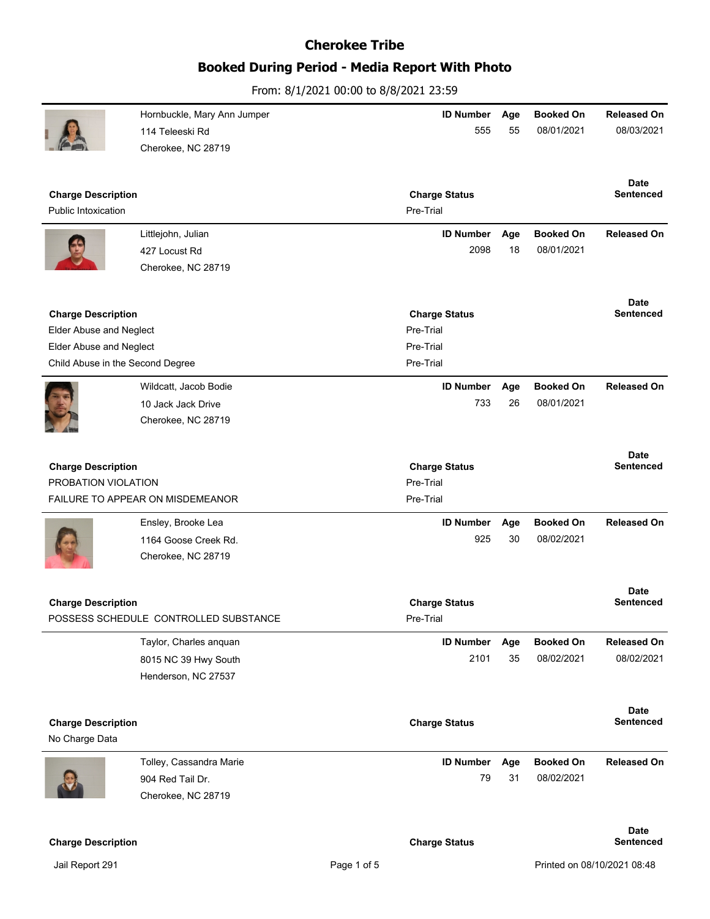# Cherokee Tribe

## Booked During Period - Media Report With Photo

From: 8/1/2021 00:00 to 8/8/2021 23:59

---

Hornbuckle, Mary Ann Jumper
114 Teleeski Rd
Cherokee, NC 28719

| ID Number | Age | Booked On | Released On |
|---|---|---|---|
| 555 | 55 | 08/01/2021 | 08/03/2021 |

| Charge Description | Charge Status | Date Sentenced |
|---|---|---|
| Public Intoxication | Pre-Trial | |

---

Littlejohn, Julian
427 Locust Rd
Cherokee, NC 28719

| ID Number | Age | Booked On | Released On |
|---|---|---|---|
| 2098 | 18 | 08/01/2021 | |

| Charge Description | Charge Status | Date Sentenced |
|---|---|---|
| Elder Abuse and Neglect | Pre-Trial | |
| Elder Abuse and Neglect | Pre-Trial | |
| Child Abuse in the Second Degree | Pre-Trial | |

---

Wildcatt, Jacob Bodie
10 Jack Jack Drive
Cherokee, NC 28719

| ID Number | Age | Booked On | Released On |
|---|---|---|---|
| 733 | 26 | 08/01/2021 | |

| Charge Description | Charge Status | Date Sentenced |
|---|---|---|
| PROBATION VIOLATION | Pre-Trial | |
| FAILURE TO APPEAR ON MISDEMEANOR | Pre-Trial | |

---

Ensley, Brooke Lea
1164 Goose Creek Rd.
Cherokee, NC 28719

| ID Number | Age | Booked On | Released On |
|---|---|---|---|
| 925 | 30 | 08/02/2021 | |

| Charge Description | Charge Status | Date Sentenced |
|---|---|---|
| POSSESS SCHEDULE CONTROLLED SUBSTANCE | Pre-Trial | |

---

Taylor, Charles anquan
8015 NC 39 Hwy South
Henderson, NC 27537

| ID Number | Age | Booked On | Released On |
|---|---|---|---|
| 2101 | 35 | 08/02/2021 | 08/02/2021 |

| Charge Description | Charge Status | Date Sentenced |
|---|---|---|
| No Charge Data | | |

---

Tolley, Cassandra Marie
904 Red Tail Dr.
Cherokee, NC 28719

| ID Number | Age | Booked On | Released On |
|---|---|---|---|
| 79 | 31 | 08/02/2021 | |

| Charge Description | Charge Status | Date Sentenced |
|---|---|---|

Jail Report 291

Printed on 08/10/2021 08:48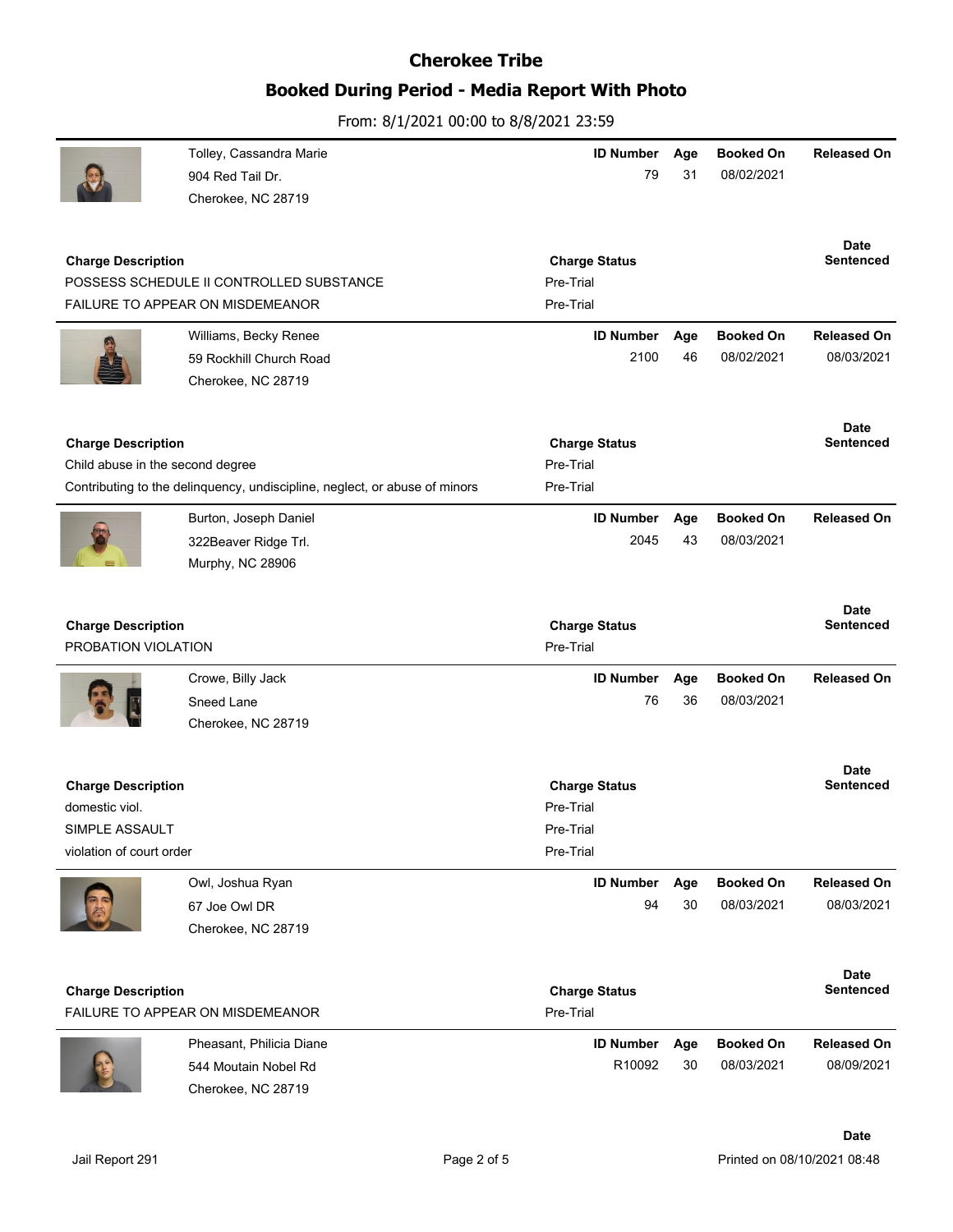# Cherokee Tribe

## Booked During Period - Media Report With Photo

From: 8/1/2021 00:00 to 8/8/2021 23:59

| Name / Address | ID Number | Age | Booked On | Released On |
|---|---|---|---|---|
| Tolley, Cassandra Marie<br>904 Red Tail Dr.<br>Cherokee, NC 28719 | 79 | 31 | 08/02/2021 | |

| Charge Description | Charge Status | Date Sentenced |
|---|---|---|
| POSSESS SCHEDULE II CONTROLLED SUBSTANCE | Pre-Trial | |
| FAILURE TO APPEAR ON MISDEMEANOR | Pre-Trial | |

| Name / Address | ID Number | Age | Booked On | Released On |
|---|---|---|---|---|
| Williams, Becky Renee<br>59 Rockhill Church Road<br>Cherokee, NC 28719 | 2100 | 46 | 08/02/2021 | 08/03/2021 |

| Charge Description | Charge Status | Date Sentenced |
|---|---|---|
| Child abuse in the second degree | Pre-Trial | |
| Contributing to the delinquency, undiscipline, neglect, or abuse of minors | Pre-Trial | |

| Name / Address | ID Number | Age | Booked On | Released On |
|---|---|---|---|---|
| Burton, Joseph Daniel<br>322Beaver Ridge Trl.<br>Murphy, NC 28906 | 2045 | 43 | 08/03/2021 | |

| Charge Description | Charge Status | Date Sentenced |
|---|---|---|
| PROBATION VIOLATION | Pre-Trial | |

| Name / Address | ID Number | Age | Booked On | Released On |
|---|---|---|---|---|
| Crowe, Billy Jack<br>Sneed Lane<br>Cherokee, NC 28719 | 76 | 36 | 08/03/2021 | |

| Charge Description | Charge Status | Date Sentenced |
|---|---|---|
| domestic viol. | Pre-Trial | |
| SIMPLE ASSAULT | Pre-Trial | |
| violation of court order | Pre-Trial | |

| Name / Address | ID Number | Age | Booked On | Released On |
|---|---|---|---|---|
| Owl, Joshua Ryan<br>67 Joe Owl DR<br>Cherokee, NC 28719 | 94 | 30 | 08/03/2021 | 08/03/2021 |

| Charge Description | Charge Status | Date Sentenced |
|---|---|---|
| FAILURE TO APPEAR ON MISDEMEANOR | Pre-Trial | |

| Name / Address | ID Number | Age | Booked On | Released On |
|---|---|---|---|---|
| Pheasant, Philicia Diane<br>544 Moutain Nobel Rd<br>Cherokee, NC 28719 | R10092 | 30 | 08/03/2021 | 08/09/2021 |

Date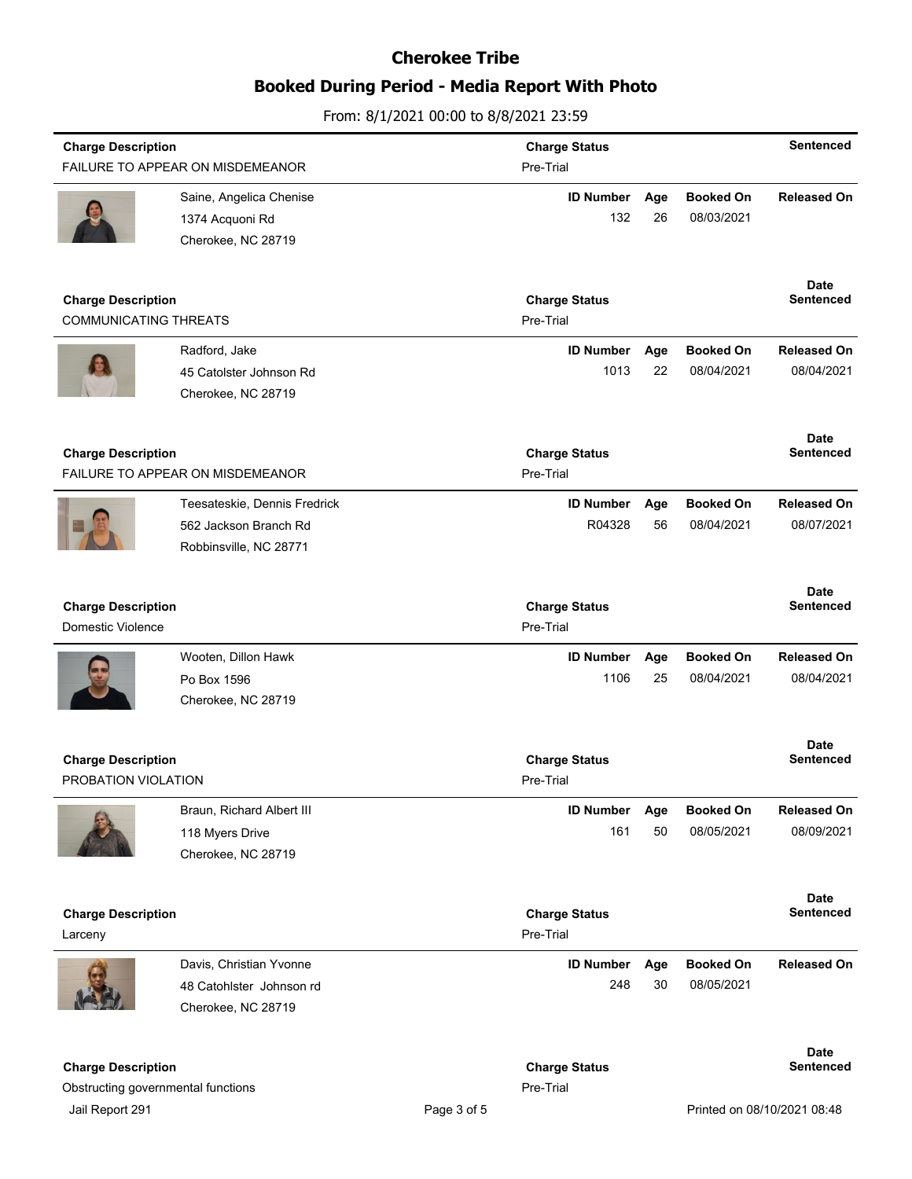# Cherokee Tribe

## Booked During Period - Media Report With Photo

From: 8/1/2021 00:00 to 8/8/2021 23:59

| Charge Description | Charge Status | Sentenced |
|---|---|---|
| FAILURE TO APPEAR ON MISDEMEANOR | Pre-Trial | |

| Name / Address | ID Number | Age | Booked On | Released On |
|---|---|---|---|---|
| Saine, Angelica Chenise<br>1374 Acquoni Rd<br>Cherokee, NC 28719 | 132 | 26 | 08/03/2021 | |

| Charge Description | Charge Status | Date Sentenced |
|---|---|---|
| COMMUNICATING THREATS | Pre-Trial | |

| Name / Address | ID Number | Age | Booked On | Released On |
|---|---|---|---|---|
| Radford, Jake<br>45 Catolster Johnson Rd<br>Cherokee, NC 28719 | 1013 | 22 | 08/04/2021 | 08/04/2021 |

| Charge Description | Charge Status | Date Sentenced |
|---|---|---|
| FAILURE TO APPEAR ON MISDEMEANOR | Pre-Trial | |

| Name / Address | ID Number | Age | Booked On | Released On |
|---|---|---|---|---|
| Teesateskie, Dennis Fredrick<br>562 Jackson Branch Rd<br>Robbinsville, NC 28771 | R04328 | 56 | 08/04/2021 | 08/07/2021 |

| Charge Description | Charge Status | Date Sentenced |
|---|---|---|
| Domestic Violence | Pre-Trial | |

| Name / Address | ID Number | Age | Booked On | Released On |
|---|---|---|---|---|
| Wooten, Dillon Hawk<br>Po Box 1596<br>Cherokee, NC 28719 | 1106 | 25 | 08/04/2021 | 08/04/2021 |

| Charge Description | Charge Status | Date Sentenced |
|---|---|---|
| PROBATION VIOLATION | Pre-Trial | |

| Name / Address | ID Number | Age | Booked On | Released On |
|---|---|---|---|---|
| Braun, Richard Albert III<br>118 Myers Drive<br>Cherokee, NC 28719 | 161 | 50 | 08/05/2021 | 08/09/2021 |

| Charge Description | Charge Status | Date Sentenced |
|---|---|---|
| Larceny | Pre-Trial | |

| Name / Address | ID Number | Age | Booked On | Released On |
|---|---|---|---|---|
| Davis, Christian Yvonne<br>48 Catohlster Johnson rd<br>Cherokee, NC 28719 | 248 | 30 | 08/05/2021 | |

| Charge Description | Charge Status | Date Sentenced |
|---|---|---|
| Obstructing governmental functions | Pre-Trial | |

Jail Report 291

Printed on 08/10/2021 08:48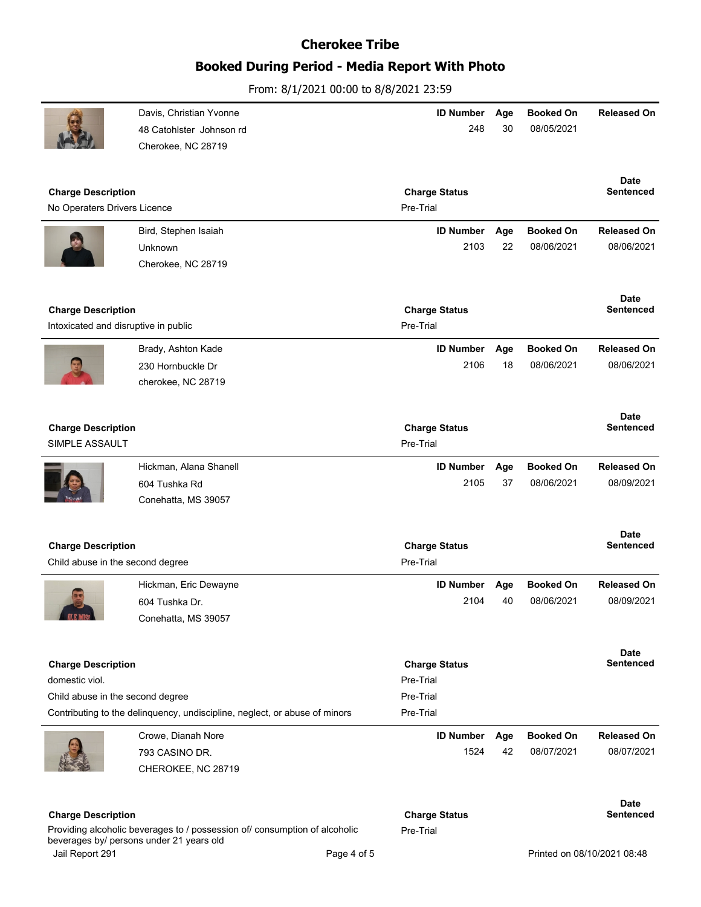# Cherokee Tribe

## Booked During Period - Media Report With Photo

From: 8/1/2021 00:00 to 8/8/2021 23:59

| Name / Address | ID Number | Age | Booked On | Released On |
|---|---|---|---|---|
| Davis, Christian Yvonne<br>48 Catohlster Johnson rd<br>Cherokee, NC 28719 | 248 | 30 | 08/05/2021 | |

| Charge Description | Charge Status | Date Sentenced |
|---|---|---|
| No Operaters Drivers Licence | Pre-Trial | |

| Name / Address | ID Number | Age | Booked On | Released On |
|---|---|---|---|---|
| Bird, Stephen Isaiah<br>Unknown<br>Cherokee, NC 28719 | 2103 | 22 | 08/06/2021 | 08/06/2021 |

| Charge Description | Charge Status | Date Sentenced |
|---|---|---|
| Intoxicated and disruptive in public | Pre-Trial | |

| Name / Address | ID Number | Age | Booked On | Released On |
|---|---|---|---|---|
| Brady, Ashton Kade<br>230 Hornbuckle Dr<br>cherokee, NC 28719 | 2106 | 18 | 08/06/2021 | 08/06/2021 |

| Charge Description | Charge Status | Date Sentenced |
|---|---|---|
| SIMPLE ASSAULT | Pre-Trial | |

| Name / Address | ID Number | Age | Booked On | Released On |
|---|---|---|---|---|
| Hickman, Alana Shanell<br>604 Tushka Rd<br>Conehatta, MS 39057 | 2105 | 37 | 08/06/2021 | 08/09/2021 |

| Charge Description | Charge Status | Date Sentenced |
|---|---|---|
| Child abuse in the second degree | Pre-Trial | |

| Name / Address | ID Number | Age | Booked On | Released On |
|---|---|---|---|---|
| Hickman, Eric Dewayne<br>604 Tushka Dr.<br>Conehatta, MS 39057 | 2104 | 40 | 08/06/2021 | 08/09/2021 |

| Charge Description | Charge Status | Date Sentenced |
|---|---|---|
| domestic viol. | Pre-Trial | |
| Child abuse in the second degree | Pre-Trial | |
| Contributing to the delinquency, undiscipline, neglect, or abuse of minors | Pre-Trial | |

| Name / Address | ID Number | Age | Booked On | Released On |
|---|---|---|---|---|
| Crowe, Dianah Nore<br>793 CASINO DR.<br>CHEROKEE, NC 28719 | 1524 | 42 | 08/07/2021 | 08/07/2021 |

| Charge Description | Charge Status | Date Sentenced |
|---|---|---|
| Providing alcoholic beverages to / possession of/ consumption of alcoholic beverages by/ persons under 21 years old | Pre-Trial | |

Jail Report 291

Printed on 08/10/2021 08:48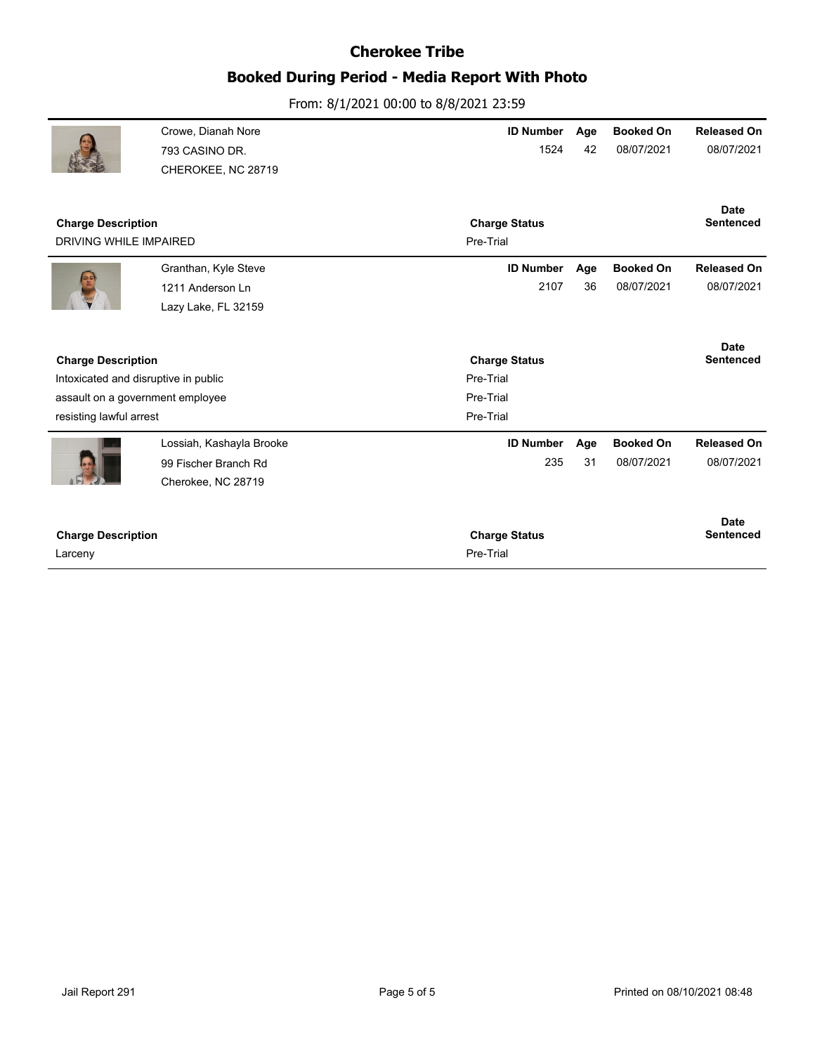# Cherokee Tribe

## Booked During Period - Media Report With Photo

From: 8/1/2021 00:00 to 8/8/2021 23:59

| Name / Address | ID Number | Age | Booked On | Released On |
| --- | --- | --- | --- | --- |
| Crowe, Dianah Nore<br>793 CASINO DR.<br>CHEROKEE, NC 28719 | 1524 | 42 | 08/07/2021 | 08/07/2021 |

| Charge Description | Charge Status | Date Sentenced |
| --- | --- | --- |
| DRIVING WHILE IMPAIRED | Pre-Trial | |

| Name / Address | ID Number | Age | Booked On | Released On |
| --- | --- | --- | --- | --- |
| Granthan, Kyle Steve<br>1211 Anderson Ln<br>Lazy Lake, FL 32159 | 2107 | 36 | 08/07/2021 | 08/07/2021 |

| Charge Description | Charge Status | Date Sentenced |
| --- | --- | --- |
| Intoxicated and disruptive in public | Pre-Trial | |
| assault on a government employee | Pre-Trial | |
| resisting lawful arrest | Pre-Trial | |

| Name / Address | ID Number | Age | Booked On | Released On |
| --- | --- | --- | --- | --- |
| Lossiah, Kashayla Brooke<br>99 Fischer Branch Rd<br>Cherokee, NC 28719 | 235 | 31 | 08/07/2021 | 08/07/2021 |

| Charge Description | Charge Status | Date Sentenced |
| --- | --- | --- |
| Larceny | Pre-Trial | |

Jail Report 291

Printed on 08/10/2021 08:48